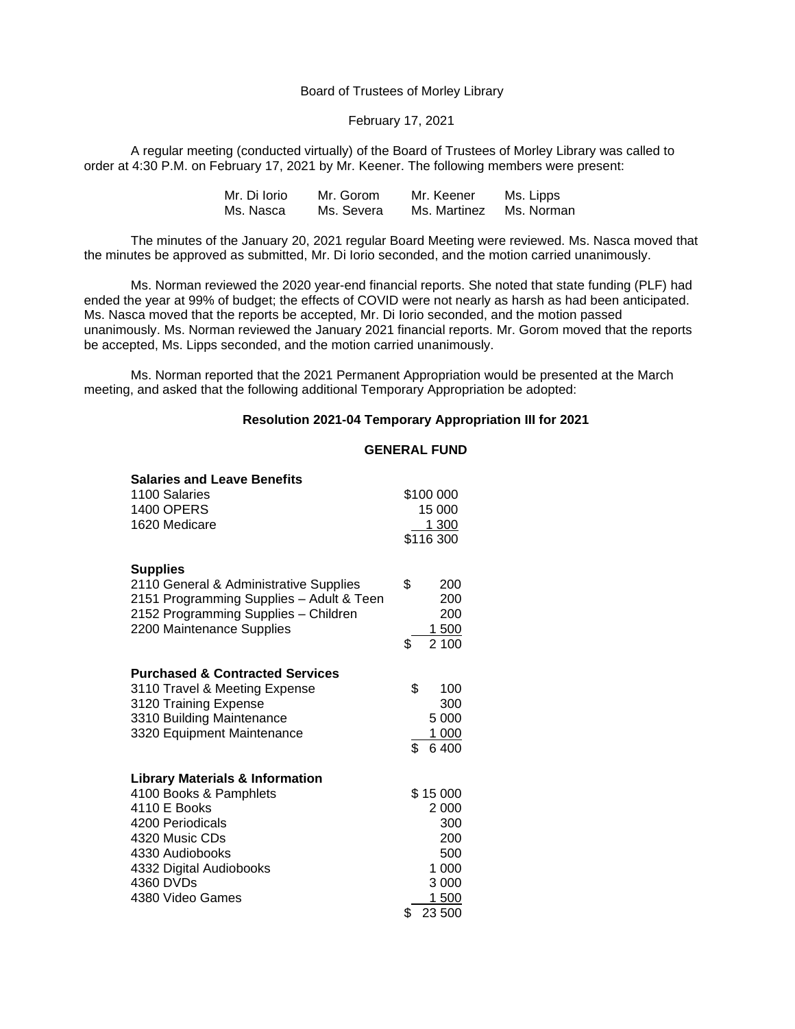Board of Trustees of Morley Library

February 17, 2021

A regular meeting (conducted virtually) of the Board of Trustees of Morley Library was called to order at 4:30 P.M. on February 17, 2021 by Mr. Keener. The following members were present:

| | | | |
|---|---|---|---|
| Mr. Di Iorio | Mr. Gorom | Mr. Keener | Ms. Lipps |
| Ms. Nasca | Ms. Severa | Ms. Martinez | Ms. Norman |

The minutes of the January 20, 2021 regular Board Meeting were reviewed. Ms. Nasca moved that the minutes be approved as submitted, Mr. Di Iorio seconded, and the motion carried unanimously.

Ms. Norman reviewed the 2020 year-end financial reports. She noted that state funding (PLF) had ended the year at 99% of budget; the effects of COVID were not nearly as harsh as had been anticipated. Ms. Nasca moved that the reports be accepted, Mr. Di Iorio seconded, and the motion passed unanimously. Ms. Norman reviewed the January 2021 financial reports. Mr. Gorom moved that the reports be accepted, Ms. Lipps seconded, and the motion carried unanimously.

Ms. Norman reported that the 2021 Permanent Appropriation would be presented at the March meeting, and asked that the following additional Temporary Appropriation be adopted:

**Resolution 2021-04 Temporary Appropriation III for 2021**

**GENERAL FUND**

| **Salaries and Leave Benefits** | |
|---|---|
| 1100 Salaries | $100 000 |
| 1400 OPERS | 15 000 |
| 1620 Medicare | 1 300 |
| | $116 300 |

| **Supplies** | |
|---|---|
| 2110 General & Administrative Supplies | $ 200 |
| 2151 Programming Supplies – Adult & Teen | 200 |
| 2152 Programming Supplies – Children | 200 |
| 2200 Maintenance Supplies | 1 500 |
| | $ 2 100 |

| **Purchased & Contracted Services** | |
|---|---|
| 3110 Travel & Meeting Expense | $ 100 |
| 3120 Training Expense | 300 |
| 3310 Building Maintenance | 5 000 |
| 3320 Equipment Maintenance | 1 000 |
| | $ 6 400 |

| **Library Materials & Information** | |
|---|---|
| 4100 Books & Pamphlets | $ 15 000 |
| 4110 E Books | 2 000 |
| 4200 Periodicals | 300 |
| 4320 Music CDs | 200 |
| 4330 Audiobooks | 500 |
| 4332 Digital Audiobooks | 1 000 |
| 4360 DVDs | 3 000 |
| 4380 Video Games | 1 500 |
| | $ 23 500 |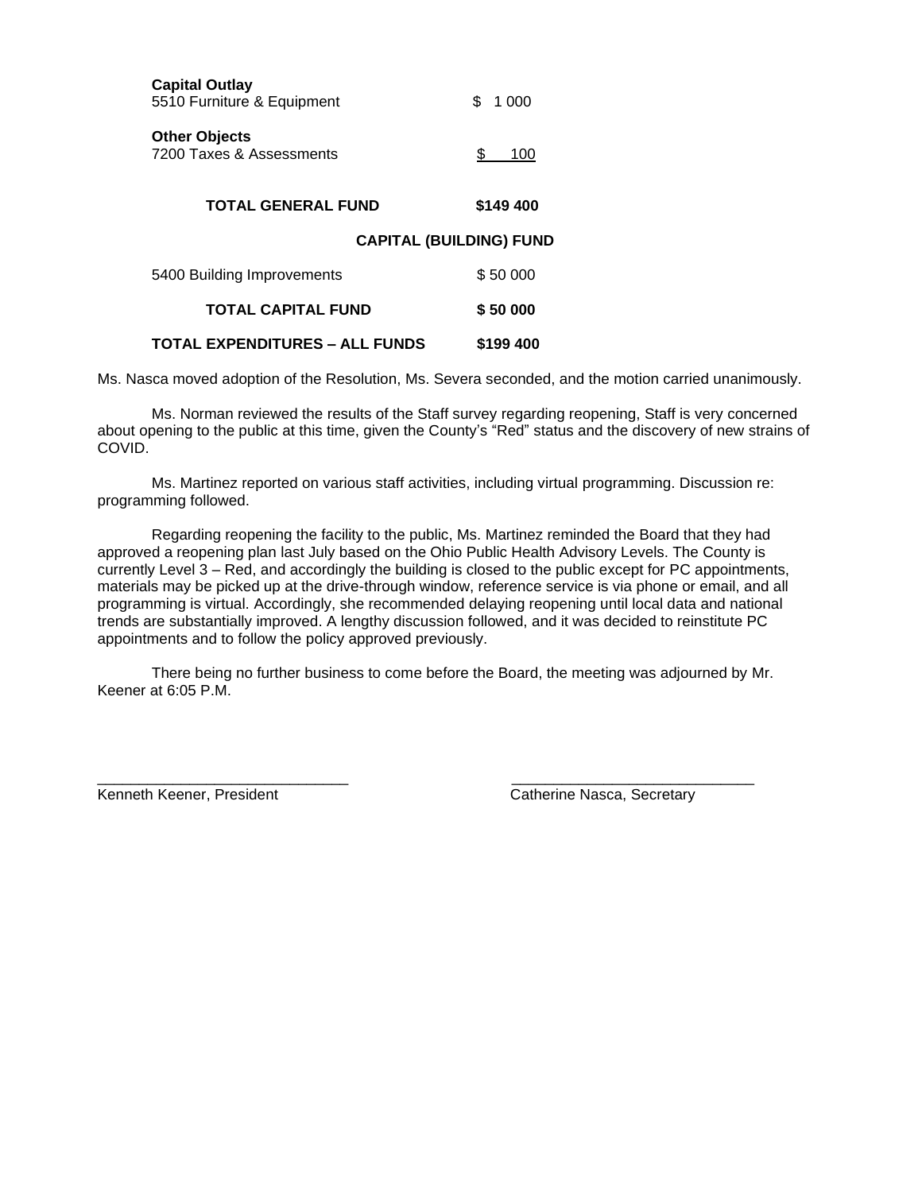| | |
|---|---|
| **Capital Outlay** | |
| 5510 Furniture & Equipment | $ 1 000 |
| **Other Objects** | |
| 7200 Taxes & Assessments | $ 100 |
| **TOTAL GENERAL FUND** | **$149 400** |

**CAPITAL (BUILDING) FUND**

| | |
|---|---|
| 5400 Building Improvements | $ 50 000 |
| **TOTAL CAPITAL FUND** | **$ 50 000** |
| **TOTAL EXPENDITURES – ALL FUNDS** | **$199 400** |

Ms. Nasca moved adoption of the Resolution, Ms. Severa seconded, and the motion carried unanimously.

Ms. Norman reviewed the results of the Staff survey regarding reopening, Staff is very concerned about opening to the public at this time, given the County's "Red" status and the discovery of new strains of COVID.

Ms. Martinez reported on various staff activities, including virtual programming. Discussion re: programming followed.

Regarding reopening the facility to the public, Ms. Martinez reminded the Board that they had approved a reopening plan last July based on the Ohio Public Health Advisory Levels. The County is currently Level 3 – Red, and accordingly the building is closed to the public except for PC appointments, materials may be picked up at the drive-through window, reference service is via phone or email, and all programming is virtual. Accordingly, she recommended delaying reopening until local data and national trends are substantially improved. A lengthy discussion followed, and it was decided to reinstitute PC appointments and to follow the policy approved previously.

There being no further business to come before the Board, the meeting was adjourned by Mr. Keener at 6:05 P.M.

\_\_\_\_\_\_\_\_\_\_\_\_\_\_\_\_\_\_\_\_\_\_\_\_\_\_\_\_\_\_
Kenneth Keener, President

\_\_\_\_\_\_\_\_\_\_\_\_\_\_\_\_\_\_\_\_\_\_\_\_\_\_\_\_\_\_
Catherine Nasca, Secretary